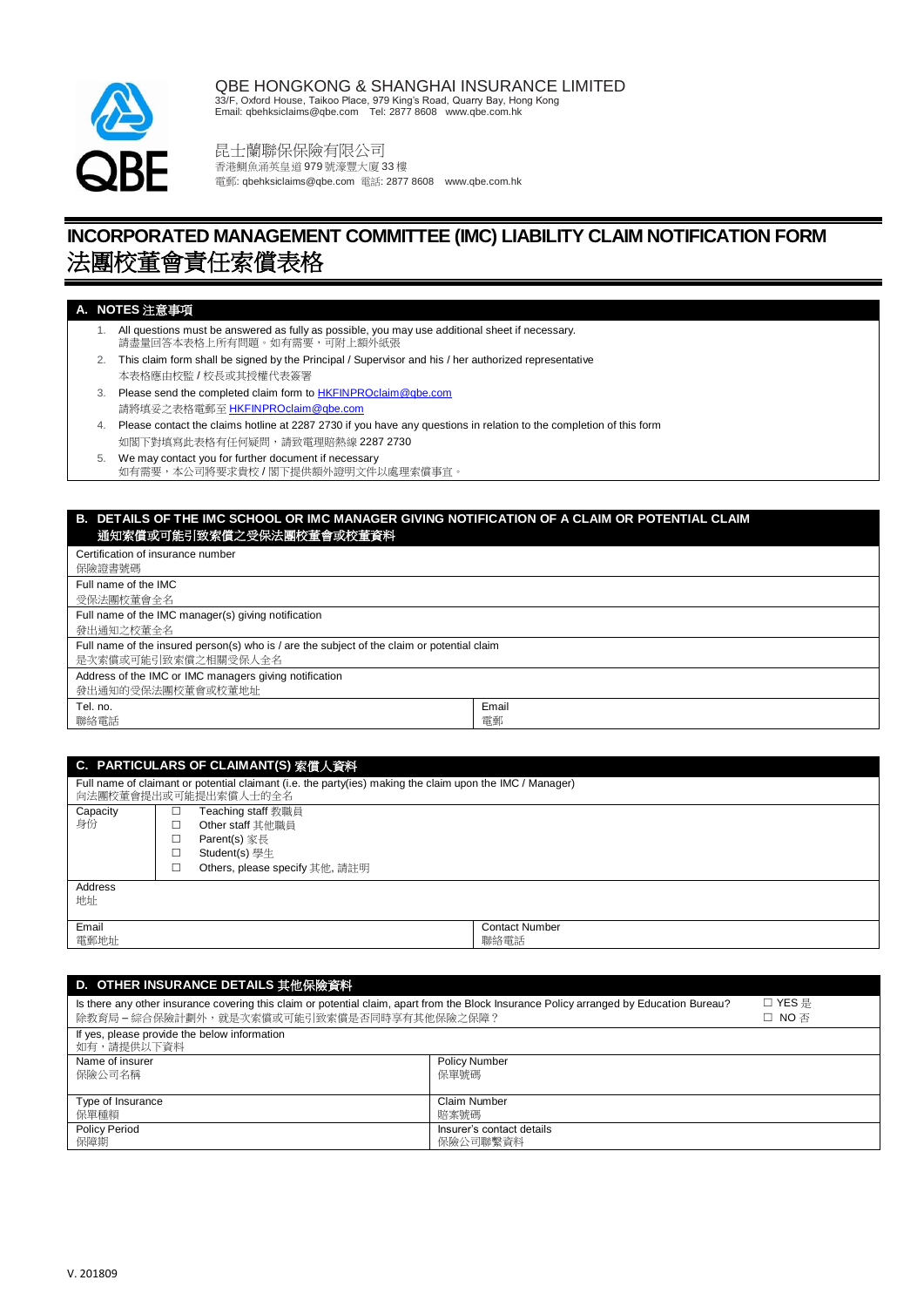QBE HONGKONG & SHANGHAI INSURANCE LIMITED
33/F, Oxford House, Taikoo Place, 979 King's Road, Quarry Bay, Hong Kong
Email: qbehksiclaims@qbe.com Tel: 2877 8608 www.qbe.com.hk

昆士蘭聯保保險有限公司
香港鰂魚涌英皇道 979 號濠豐大廈 33 樓
電郵: qbehksiclaims@qbe.com 電話: 2877 8608 www.qbe.com.hk

# INCORPORATED MANAGEMENT COMMITTEE (IMC) LIABILITY CLAIM NOTIFICATION FORM
# 法團校董會責任索償表格

## A. NOTES 注意事項

1. All questions must be answered as fully as possible, you may use additional sheet if necessary.
   請盡量回答本表格上所有問題。如有需要，可附上額外紙張
2. This claim form shall be signed by the Principal / Supervisor and his / her authorized representative
   本表格應由校監 / 校長或其授權代表簽署
3. Please send the completed claim form to HKFINPROclaim@qbe.com
   請將填妥之表格電郵至 HKFINPROclaim@qbe.com
4. Please contact the claims hotline at 2287 2730 if you have any questions in relation to the completion of this form
   如閣下對填寫此表格有任何疑問，請致電理賠熱線 2287 2730
5. We may contact you for further document if necessary
   如有需要，本公司將要求貴校 / 閣下提供額外證明文件以處理索償事宜。

## B. DETAILS OF THE IMC SCHOOL OR IMC MANAGER GIVING NOTIFICATION OF A CLAIM OR POTENTIAL CLAIM 通知索償或可能引致索償之受保法團校董會或校董資料

| | |
|---|---|
| Certification of insurance number 保險證書號碼 | |
| Full name of the IMC 受保法團校董會全名 | |
| Full name of the IMC manager(s) giving notification 發出通知之校董全名 | |
| Full name of the insured person(s) who is / are the subject of the claim or potential claim 是次索償或可能引致索償之相關受保人全名 | |
| Address of the IMC or IMC managers giving notification 發出通知的受保法團校董會或校董地址 | |
| Tel. no. 聯絡電話 | Email 電郵 |

## C. PARTICULARS OF CLAIMANT(S) 索償人資料

| | |
|---|---|
| Full name of claimant or potential claimant (i.e. the party(ies) making the claim upon the IMC / Manager) 向法團校董會提出或可能提出索償人士的全名 | |
| Capacity 身份 | ☐ Teaching staff 教職員<br>☐ Other staff 其他職員<br>☐ Parent(s) 家長<br>☐ Student(s) 學生<br>☐ Others, please specify 其他, 請註明 |
| Address 地址 | |
| Email 電郵地址 | Contact Number 聯絡電話 |

## D. OTHER INSURANCE DETAILS 其他保險資料

| | |
|---|---|
| Is there any other insurance covering this claim or potential claim, apart from the Block Insurance Policy arranged by Education Bureau? 除教育局 – 綜合保險計劃外，就是次索償或可能引致索償是否同時享有其他保險之保障？ | ☐ YES 是<br>☐ NO 否 |
| If yes, please provide the below information 如有，請提供以下資料 | |
| Name of insurer 保險公司名稱 | Policy Number 保單號碼 |
| Type of Insurance 保單種類 | Claim Number 賠案號碼 |
| Policy Period 保障期 | Insurer's contact details 保險公司聯繫資料 |

V. 201809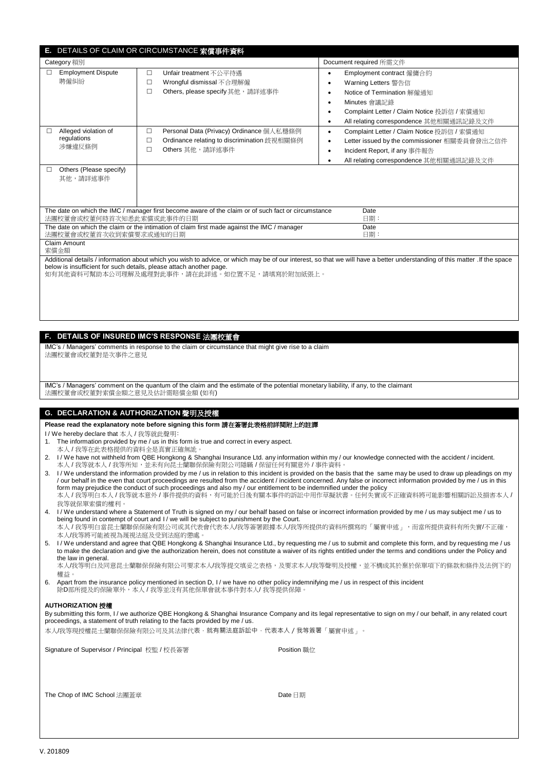## E. DETAILS OF CLAIM OR CIRCUMSTANCE 索償事件資料

| Category 類別 | | Document required 所需文件 |
|---|---|---|
| ☐ Employment Dispute 聘僱糾紛 | ☐ Unfair treatment 不公平待遇<br>☐ Wrongful dismissal 不合理解僱<br>☐ Others, please specify 其他，請詳述事件 | • Employment contract 僱傭合約<br>• Warning Letters 警告信<br>• Notice of Termination 解僱通知<br>• Minutes 會議記錄<br>• Complaint Letter / Claim Notice 投訴信 / 索償通知<br>• All relating correspondence 其他相關通訊記錄及文件 |
| ☐ Alleged violation of regulations 涉嫌違反條例 | ☐ Personal Data (Privacy) Ordinance 個人私穩條例<br>☐ Ordinance relating to discrimination 歧視相關條例<br>☐ Others 其他，請詳述事件 | • Complaint Letter / Claim Notice 投訴信 / 索償通知<br>• Letter issued by the commissioner 相關委員會發出之信件<br>• Incident Report, if any 事件報告<br>• All relating correspondence 其他相關通訊記錄及文件 |
| ☐ Others (Please specify) 其他，請詳述事件 | | |

| | |
|---|---|
| The date on which the IMC / manager first become aware of the claim or of such fact or circumstance<br>法團校董會或校董何時首次知悉此索償或此事件的日期 | Date<br>日期： |
| The date on which the claim or the intimation of claim first made against the IMC / manager<br>法團校董會或校董首次收到索償要求或通知的日期 | Date<br>日期： |
| Claim Amount<br>索償金額 | |

Additional details / information about which you wish to advice, or which may be of our interest, so that we will have a better understanding of this matter .If the space below is insufficient for such details, please attach another page.
如有其他資料可幫助本公司理解及處理對此事件，請在此詳述。如位置不足，請填寫於附加紙張上。

## F. DETAILS OF INSURED IMC'S RESPONSE 法團校董會

IMC's / Managers' comments in response to the claim or circumstance that might give rise to a claim
法團校董會或校董對是次事件之意見

IMC's / Managers' comment on the quantum of the claim and the estimate of the potential monetary liability, if any, to the claimant
法團校董會或校董對索償金額之意見及估計需賠償金額 (如有)

## G. DECLARATION & AUTHORIZATION 聲明及授權

**Please read the explanatory note before signing this form 請在簽署此表格前詳閱附上的註譯**

I / We hereby declare that 本人 / 我等就此聲明:

1. The information provided by me / us in this form is true and correct in every aspect.
   本人 / 我等在此表格提供的資料全是真實正確無訛。
2. I / We have not withheld from QBE Hongkong & Shanghai Insurance Ltd. any information within my / our knowledge connected with the accident / incident.
   本人 / 我等就本人 / 我等所知，並未有向昆士蘭聯保保險有限公司隱瞞 / 保留任何有關意外 / 事件資料。
3. I / We understand the information provided by me / us in relation to this incident is provided on the basis that the same may be used to draw up pleadings on my / our behalf in the event that court proceedings are resulted from the accident / incident concerned. Any false or incorrect information provided by me / us in this form may prejudice the conduct of such proceedings and also my / our entitlement to be indemnified under the policy
   本人 / 我等明白本人 / 我等就本意外 / 事件提供的資料，有可能於日後有關本事件的訴訟中用作草擬狀書。任何失實或不正確資料將可能影響相關訴訟及損害本人 / 我等就保單索償的權利。
4. I / We understand where a Statement of Truth is signed on my / our behalf based on false or incorrect information provided by me / us may subject me / us to being found in contempt of court and I / we will be subject to punishment by the Court.
   本人 / 我等明白當昆士蘭聯保保險有限公司或其代表會代表本人/我等簽署跟據本人/我等所提供的資料所撰寫的「屬實申述」，而當所提供資料有所失實/不正確，本人/我等將可能被視為蔑視法庭及受到法庭的懲處。
5. I / We understand and agree that QBE Hongkong & Shanghai Insurance Ltd., by requesting me / us to submit and complete this form, and by requesting me / us to make the declaration and give the authorization herein, does not constitute a waiver of its rights entitled under the terms and conditions under the Policy and the law in general.
   本人/我等明白及同意昆士蘭聯保保險有限公司要求本人/我等提交填妥之表格，及要求本人/我等聲明及授權，並不構成其於棄於保單項下的條款和條件及法例下的權益。
6. Apart from the insurance policy mentioned in section D, I / we have no other policy indemnifying me / us in respect of this incident
   除D部所提及的保險單外，本人 / 我等並沒有其他保單會就本事件對本人/ 我等提供保障。

**AUTHORIZATION 授權**

By submitting this form, I / we authorize QBE Hongkong & Shanghai Insurance Company and its legal representative to sign on my / our behalf, in any related court proceedings, a statement of truth relating to the facts provided by me / us.
本人/我等現授權昆士蘭聯保保險有限公司及其法律代表，就有關法庭訴訟中，代表本人 / 我等簽署「屬實申述」。

Signature of Supervisor / Principal 校監 / 校長簽署　　　　Position 職位

The Chop of IMC School 法團蓋章　　　　Date 日期

V. 201809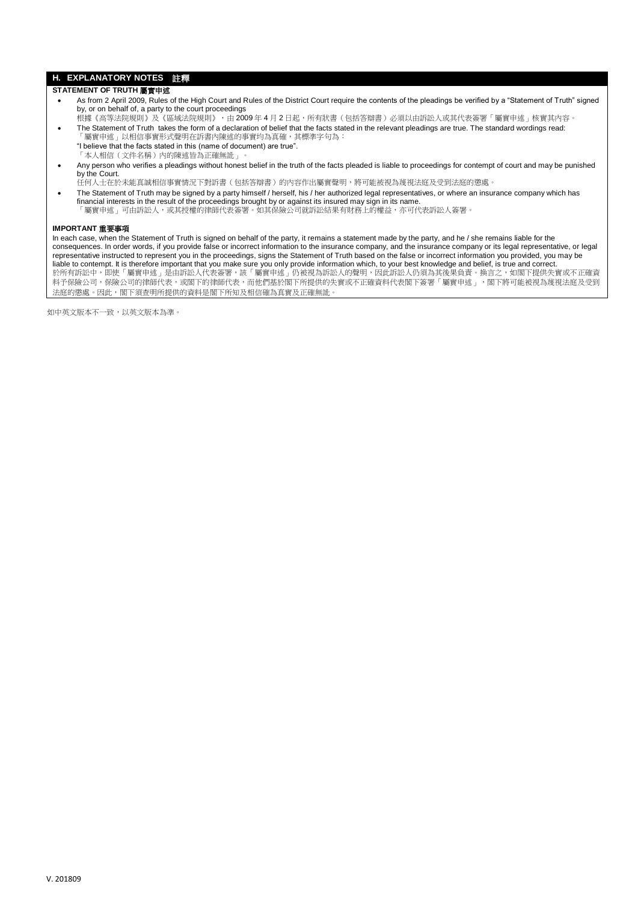## H. EXPLANATORY NOTES 註釋

**STATEMENT OF TRUTH 屬實申述**

- As from 2 April 2009, Rules of the High Court and Rules of the District Court require the contents of the pleadings be verified by a "Statement of Truth" signed by, or on behalf of, a party to the court proceedings
  根據《高等法院規則》及《區域法院規則》，由 2009 年 4 月 2 日起，所有狀書（包括答辯書）必須以由訴訟人或其代表簽署「屬實申述」核實其內容。
- The Statement of Truth takes the form of a declaration of belief that the facts stated in the relevant pleadings are true. The standard wordings read:
  「屬實申述」以相信事實形式聲明在訴書內陳述的事實均為真確，其標準字句為：
  "I believe that the facts stated in this (name of document) are true".
  「本人相信（文件名稱）內的陳述皆為正確無訛」。
- Any person who verifies a pleadings without honest belief in the truth of the facts pleaded is liable to proceedings for contempt of court and may be punished by the Court.
  任何人士在於未能真誠相信事實情況下對訴書（包括答辯書）的內容作出屬實聲明，將可能被視為蔑視法庭及受到法庭的懲處。
- The Statement of Truth may be signed by a party himself / herself, his / her authorized legal representatives, or where an insurance company which has financial interests in the result of the proceedings brought by or against its insured may sign in its name.
  「屬實申述」可由訴訟人，或其授權的律師代表簽署。如其保險公司就訴訟結果有財務上的權益，亦可代表訴訟人簽署。

**IMPORTANT 重要事項**

In each case, when the Statement of Truth is signed on behalf of the party, it remains a statement made by the party, and he / she remains liable for the consequences. In order words, if you provide false or incorrect information to the insurance company, and the insurance company or its legal representative, or legal representative instructed to represent you in the proceedings, signs the Statement of Truth based on the false or incorrect information you provided, you may be liable to contempt. It is therefore important that you make sure you only provide information which, to your best knowledge and belief, is true and correct.
於所有訴訟中，即使「屬實申述」是由訴訟人代表簽署，該「屬實申述」仍被視為訴訟人的聲明，因此訴訟人仍須為其後果負責。換言之，如閣下提供失實或不正確資料予保險公司，保險公司的律師代表，或閣下的律師代表，而他們基於閣下所提供的失實或不正確資料代表閣下簽署「屬實申述」，閣下將可能被視為蔑視法庭及受到法庭的懲處。因此，閣下須查明所提供的資料是閣下所知及相信確為真實及正確無訛。

如中英文版本不一致，以英文版本為準。

V. 201809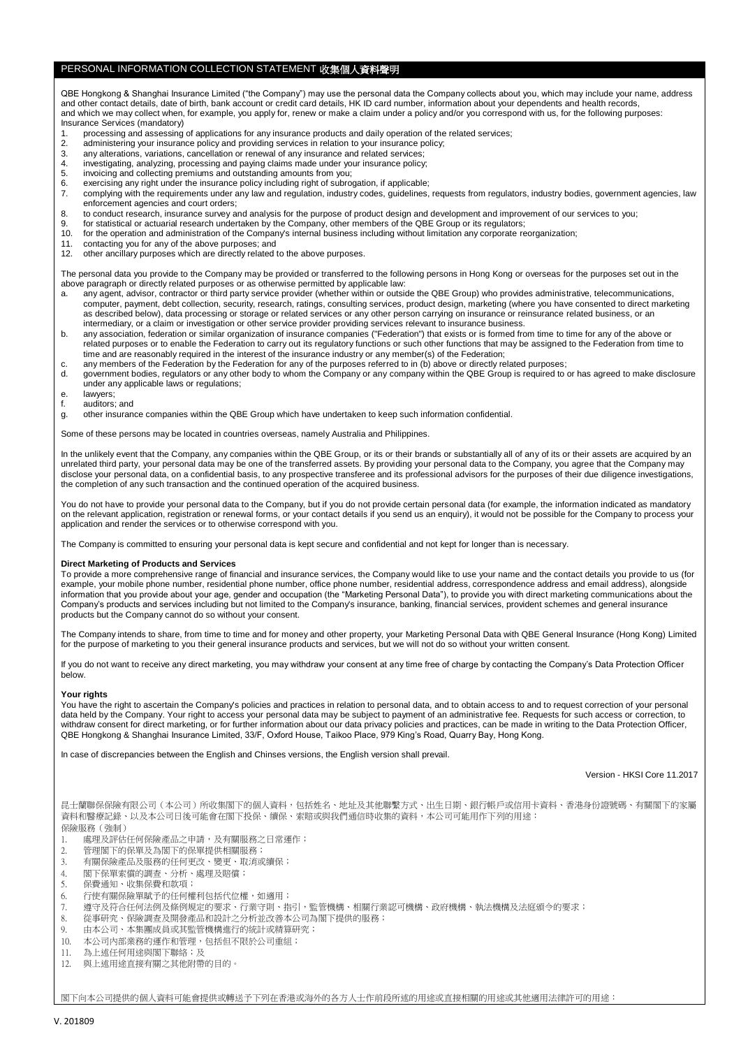## PERSONAL INFORMATION COLLECTION STATEMENT 收集個人資料聲明

QBE Hongkong & Shanghai Insurance Limited ("the Company") may use the personal data the Company collects about you, which may include your name, address and other contact details, date of birth, bank account or credit card details, HK ID card number, information about your dependents and health records, and which we may collect when, for example, you apply for, renew or make a claim under a policy and/or you correspond with us, for the following purposes:

Insurance Services (mandatory)

1. processing and assessing of applications for any insurance products and daily operation of the related services;
2. administering your insurance policy and providing services in relation to your insurance policy;
3. any alterations, variations, cancellation or renewal of any insurance and related services;
4. investigating, analyzing, processing and paying claims made under your insurance policy;
5. invoicing and collecting premiums and outstanding amounts from you;
6. exercising any right under the insurance policy including right of subrogation, if applicable;
7. complying with the requirements under any law and regulation, industry codes, guidelines, requests from regulators, industry bodies, government agencies, law enforcement agencies and court orders;
8. to conduct research, insurance survey and analysis for the purpose of product design and development and improvement of our services to you;
9. for statistical or actuarial research undertaken by the Company, other members of the QBE Group or its regulators;
10. for the operation and administration of the Company's internal business including without limitation any corporate reorganization;
11. contacting you for any of the above purposes; and
12. other ancillary purposes which are directly related to the above purposes.

The personal data you provide to the Company may be provided or transferred to the following persons in Hong Kong or overseas for the purposes set out in the above paragraph or directly related purposes or as otherwise permitted by applicable law:

a. any agent, advisor, contractor or third party service provider (whether within or outside the QBE Group) who provides administrative, telecommunications, computer, payment, debt collection, security, research, ratings, consulting services, product design, marketing (where you have consented to direct marketing as described below), data processing or storage or related services or any other person carrying on insurance or reinsurance related business, or an intermediary, or a claim or investigation or other service provider providing services relevant to insurance business.
b. any association, federation or similar organization of insurance companies ("Federation") that exists or is formed from time to time for any of the above or related purposes or to enable the Federation to carry out its regulatory functions or such other functions that may be assigned to the Federation from time to time and are reasonably required in the interest of the insurance industry or any member(s) of the Federation;
c. any members of the Federation by the Federation for any of the purposes referred to in (b) above or directly related purposes;
d. government bodies, regulators or any other body to whom the Company or any company within the QBE Group is required to or has agreed to make disclosure under any applicable laws or regulations;
e. lawyers;
f. auditors; and
g. other insurance companies within the QBE Group which have undertaken to keep such information confidential.

Some of these persons may be located in countries overseas, namely Australia and Philippines.

In the unlikely event that the Company, any companies within the QBE Group, or its or their brands or substantially all of any of its or their assets are acquired by an unrelated third party, your personal data may be one of the transferred assets. By providing your personal data to the Company, you agree that the Company may disclose your personal data, on a confidential basis, to any prospective transferee and its professional advisors for the purposes of their due diligence investigations, the completion of any such transaction and the continued operation of the acquired business.

You do not have to provide your personal data to the Company, but if you do not provide certain personal data (for example, the information indicated as mandatory on the relevant application, registration or renewal forms, or your contact details if you send us an enquiry), it would not be possible for the Company to process your application and render the services or to otherwise correspond with you.

The Company is committed to ensuring your personal data is kept secure and confidential and not kept for longer than is necessary.

**Direct Marketing of Products and Services**

To provide a more comprehensive range of financial and insurance services, the Company would like to use your name and the contact details you provide to us (for example, your mobile phone number, residential phone number, office phone number, residential address, correspondence address and email address), alongside information that you provide about your age, gender and occupation (the "Marketing Personal Data"), to provide you with direct marketing communications about the Company's products and services including but not limited to the Company's insurance, banking, financial services, provident schemes and general insurance products but the Company cannot do so without your consent.

The Company intends to share, from time to time and for money and other property, your Marketing Personal Data with QBE General Insurance (Hong Kong) Limited for the purpose of marketing to you their general insurance products and services, but we will not do so without your written consent.

If you do not want to receive any direct marketing, you may withdraw your consent at any time free of charge by contacting the Company's Data Protection Officer below.

**Your rights**

You have the right to ascertain the Company's policies and practices in relation to personal data, and to obtain access to and to request correction of your personal data held by the Company. Your right to access your personal data may be subject to payment of an administrative fee. Requests for such access or correction, to withdraw consent for direct marketing, or for further information about our data privacy policies and practices, can be made in writing to the Data Protection Officer, QBE Hongkong & Shanghai Insurance Limited, 33/F, Oxford House, Taikoo Place, 979 King's Road, Quarry Bay, Hong Kong.

In case of discrepancies between the English and Chinses versions, the English version shall prevail.

Version - HKSI Core 11.2017

昆士蘭聯保保險有限公司（本公司）所收集閣下的個人資料，包括姓名、地址及其他聯繫方式、出生日期、銀行帳戶或信用卡資料、香港身份證號碼、有關閣下的家屬資料和醫療記錄、以及本公司日後可能會在閣下投保、續保、索賠或與我們通信時收集的資料，本公司可能用作下列的用途：

保險服務（強制）

1. 處理及評估任何保險產品之申請，及有關服務之日常運作；
2. 管理閣下的保單及為閣下的保單提供相關服務；
3. 有關保險產品及服務的任何更改、變更、取消或續保；
4. 閣下保單索償的調查、分析、處理及賠償；
5. 保費通知、收集保費和款項；
6. 行使有關保險單賦予的任何權利包括代位權，如適用；
7. 遵守及符合任何法例及條例規定的要求、行業守則、指引，監管機構、相關行業認可機構、政府機構、執法機構及法庭頒令的要求；
8. 從事研究、保險調查及開發產品和設計之分析並改善本公司為閣下提供的服務；
9. 由本公司、本集團成員或其監管機構進行的統計或精算研究；
10. 本公司內部業務的運作和管理，包括但不限於公司重組；
11. 為上述任何用途與閣下聯絡；及
12. 與上述用途直接有關之其他附帶的目的。

閣下向本公司提供的個人資料可能會提供或轉送予下列在香港或海外的各方人士作前段所述的用途或直接相關的用途或其他適用法律許可的用途：

V. 201809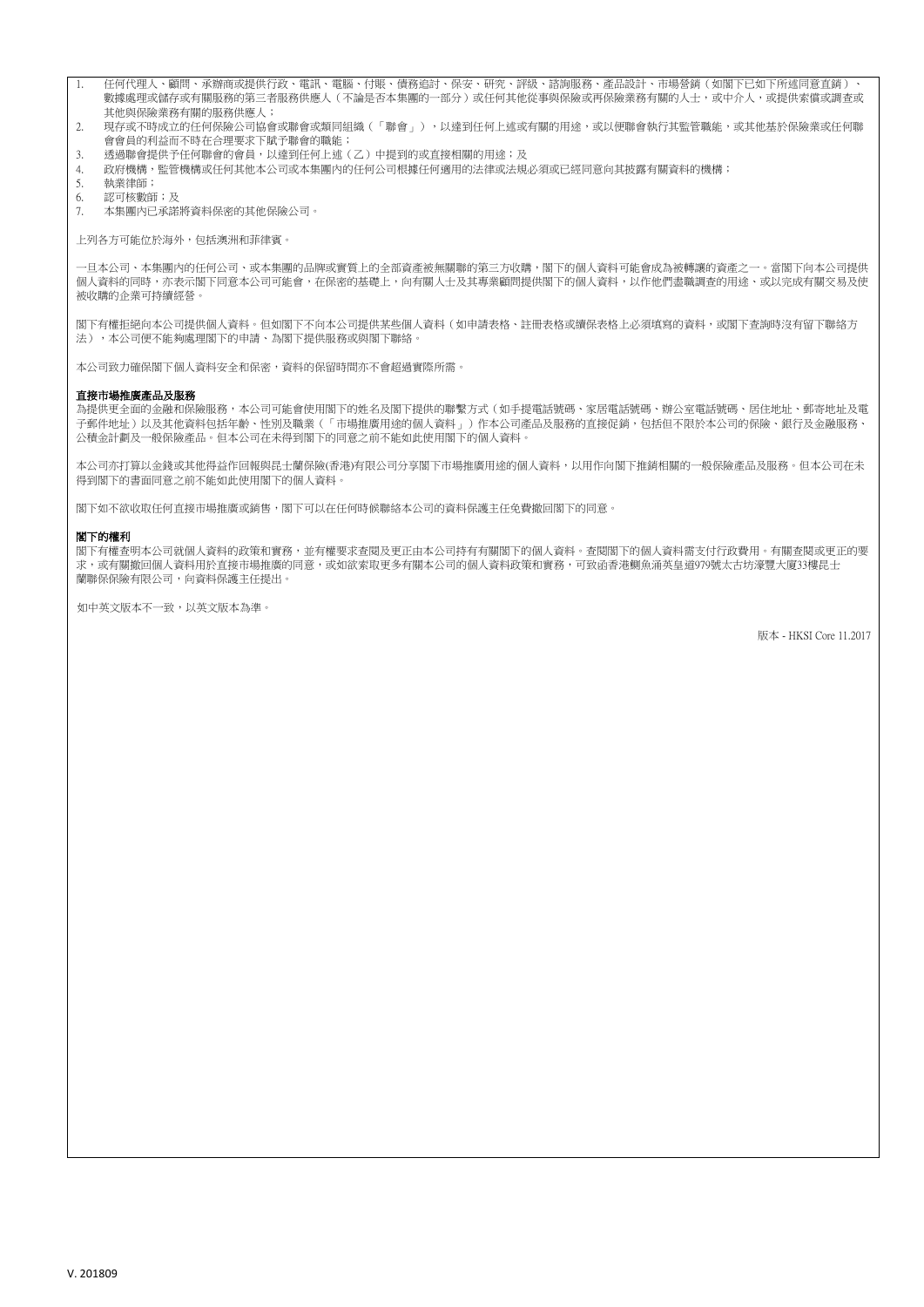1. 任何代理人、顧問、承辦商或提供行政、電訊、電腦、付賬、債務追討、保安、研究、評級、諮詢服務、產品設計、市場營銷（如閣下已如下所述同意直銷）、數據處理或儲存或有關服務的第三者服務供應人（不論是否本集團的一部分）或任何其他從事與保險或再保險業務有關的人士，或中介人，或提供索償或調查或其他與保險業務有關的服務供應人；
2. 現存或不時成立的任何保險公司協會或聯會或類同組織（「聯會」），以達到任何上述或有關的用途，或以便聯會執行其監管職能，或其他基於保險業或任何聯會會員的利益而不時在合理要求下賦予聯會的職能；
3. 透過聯會提供予任何聯會的會員，以達到任何上述（乙）中提到的或直接相關的用途；及
4. 政府機構，監管機構或任何其他本公司或本集團內的任何公司根據任何適用的法律或法規必須或已經同意向其披露有關資料的機構；
5. 執業律師；
6. 認可核數師；及
7. 本集團內已承諾將資料保密的其他保險公司。

上列各方可能位於海外，包括澳洲和菲律賓。

一旦本公司、本集團內的任何公司、或本集團的品牌或實質上的全部資產被無關聯的第三方收購，閣下的個人資料可能會成為被轉讓的資產之一。當閣下向本公司提供個人資料的同時，亦表示閣下同意本公司可能會，在保密的基礎上，向有關人士及其專業顧問提供閣下的個人資料，以作他們盡職調查的用途、或以完成有關交易及使被收購的企業可持續經營。

閣下有權拒絕向本公司提供個人資料。但如閣下不向本公司提供某些個人資料（如申請表格、註冊表格或續保表格上必須填寫的資料，或閣下查詢時沒有留下聯絡方法），本公司便不能夠處理閣下的申請、為閣下提供服務或與閣下聯絡。

本公司致力確保閣下個人資料安全和保密，資料的保留時間亦不會超過實際所需。

**直接市場推廣產品及服務**

為提供更全面的金融和保險服務，本公司可能會使用閣下的姓名及閣下提供的聯繫方式（如手提電話號碼、家居電話號碼、辦公室電話號碼、居住地址、郵寄地址及電子郵件地址）以及其他資料包括年齡、性別及職業（「市場推廣用途的個人資料」）作本公司產品及服務的直接促銷，包括但不限於本公司的保險、銀行及金融服務、公積金計劃及一般保險產品。但本公司在未得到閣下的同意之前不能如此使用閣下的個人資料。

本公司亦打算以金錢或其他得益作回報與昆士蘭保險(香港)有限公司分享閣下市場推廣用途的個人資料，以用作向閣下推銷相關的一般保險產品及服務。但本公司在未得到閣下的書面同意之前不能如此使用閣下的個人資料。

閣下如不欲收取任何直接市場推廣或銷售，閣下可以在任何時候聯絡本公司的資料保護主任免費撤回閣下的同意。

**閣下的權利**

閣下有權查明本公司就個人資料的政策和實務，並有權要求查閱及更正由本公司持有有關閣下的個人資料。查閱閣下的個人資料需支付行政費用。有關查閱或更正的要求，或有關撤回個人資料用於直接市場推廣的同意，或如欲索取更多有關本公司的個人資料政策和實務，可致函香港鰂魚涌英皇道979號太古坊濠豐大廈33樓昆士蘭聯保保險有限公司，向資料保護主任提出。

如中英文版本不一致，以英文版本為準。

版本 - HKSI Core 11.2017

V. 201809